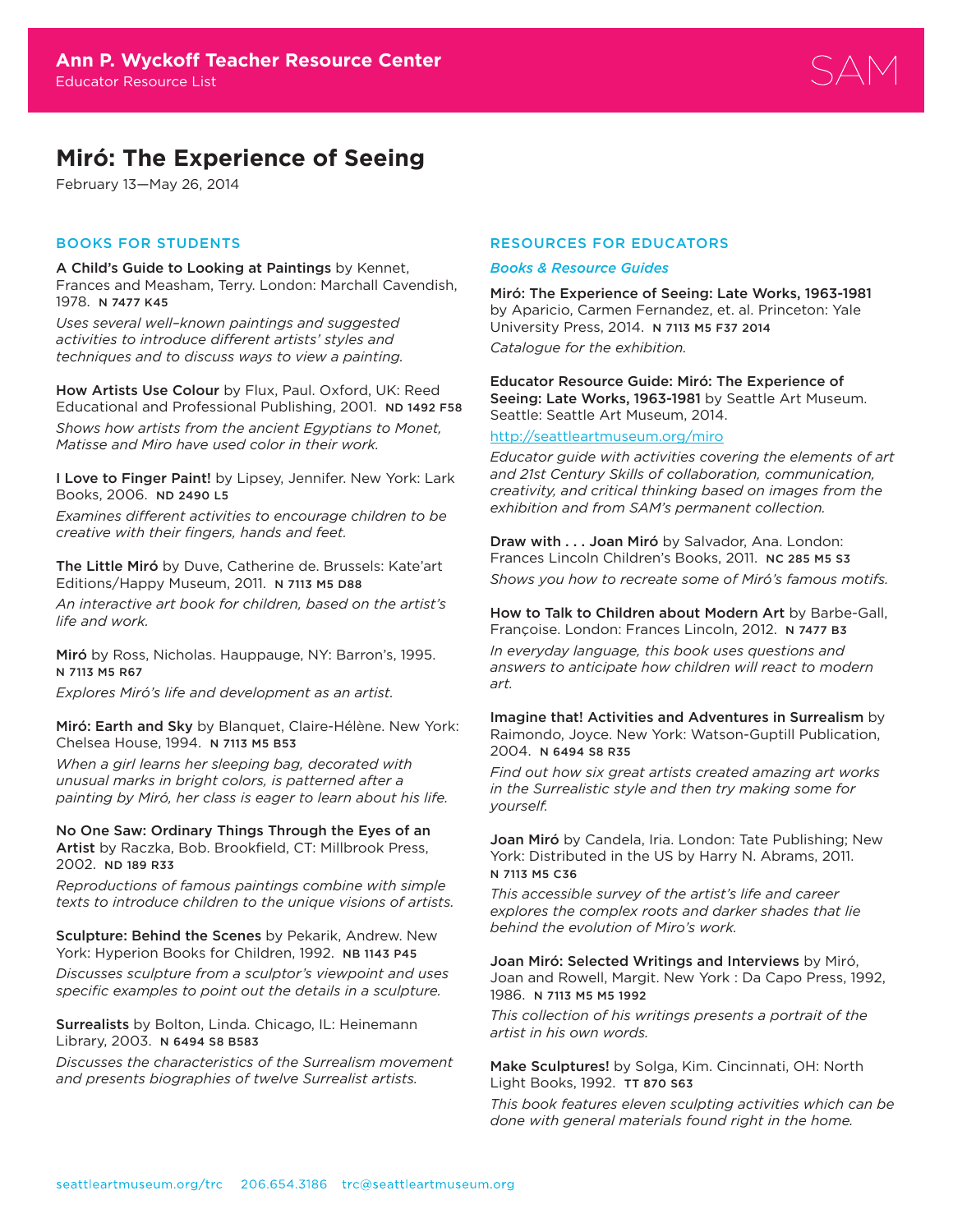**Ann P. Wyckoff Teacher Resource Center**
Educator Resource List

SAM

# Miró: The Experience of Seeing

February 13—May 26, 2014

## BOOKS FOR STUDENTS

**A Child's Guide to Looking at Paintings** by Kennet, Frances and Measham, Terry. London: Marchall Cavendish, 1978. N 7477 K45

*Uses several well–known paintings and suggested activities to introduce different artists' styles and techniques and to discuss ways to view a painting.*

**How Artists Use Colour** by Flux, Paul. Oxford, UK: Reed Educational and Professional Publishing, 2001. ND 1492 F58

*Shows how artists from the ancient Egyptians to Monet, Matisse and Miro have used color in their work.*

**I Love to Finger Paint!** by Lipsey, Jennifer. New York: Lark Books, 2006. ND 2490 L5

*Examines different activities to encourage children to be creative with their fingers, hands and feet.*

**The Little Miró** by Duve, Catherine de. Brussels: Kate'art Editions/Happy Museum, 2011. N 7113 M5 D88

*An interactive art book for children, based on the artist's life and work.*

**Miró** by Ross, Nicholas. Hauppauge, NY: Barron's, 1995. N 7113 M5 R67

*Explores Miró's life and development as an artist.*

**Miró: Earth and Sky** by Blanquet, Claire-Hélène. New York: Chelsea House, 1994. N 7113 M5 B53

*When a girl learns her sleeping bag, decorated with unusual marks in bright colors, is patterned after a painting by Miró, her class is eager to learn about his life.*

**No One Saw: Ordinary Things Through the Eyes of an Artist** by Raczka, Bob. Brookfield, CT: Millbrook Press, 2002. ND 189 R33

*Reproductions of famous paintings combine with simple texts to introduce children to the unique visions of artists.*

**Sculpture: Behind the Scenes** by Pekarik, Andrew. New York: Hyperion Books for Children, 1992. NB 1143 P45

*Discusses sculpture from a sculptor's viewpoint and uses specific examples to point out the details in a sculpture.*

**Surrealists** by Bolton, Linda. Chicago, IL: Heinemann Library, 2003. N 6494 S8 B583

*Discusses the characteristics of the Surrealism movement and presents biographies of twelve Surrealist artists.*

## RESOURCES FOR EDUCATORS

### *Books & Resource Guides*

**Miró: The Experience of Seeing: Late Works, 1963-1981** by Aparicio, Carmen Fernandez, et. al. Princeton: Yale University Press, 2014. N 7113 M5 F37 2014

*Catalogue for the exhibition.*

**Educator Resource Guide: Miró: The Experience of Seeing: Late Works, 1963-1981** by Seattle Art Museum. Seattle: Seattle Art Museum, 2014.

http://seattleartmuseum.org/miro

*Educator guide with activities covering the elements of art and 21st Century Skills of collaboration, communication, creativity, and critical thinking based on images from the exhibition and from SAM's permanent collection.*

**Draw with . . . Joan Miró** by Salvador, Ana. London: Frances Lincoln Children's Books, 2011. NC 285 M5 S3

*Shows you how to recreate some of Miró's famous motifs.*

**How to Talk to Children about Modern Art** by Barbe-Gall, Françoise. London: Frances Lincoln, 2012. N 7477 B3

*In everyday language, this book uses questions and answers to anticipate how children will react to modern art.*

**Imagine that! Activities and Adventures in Surrealism** by Raimondo, Joyce. New York: Watson-Guptill Publication, 2004. N 6494 S8 R35

*Find out how six great artists created amazing art works in the Surrealistic style and then try making some for yourself.*

**Joan Miró** by Candela, Iria. London: Tate Publishing; New York: Distributed in the US by Harry N. Abrams, 2011. N 7113 M5 C36

*This accessible survey of the artist's life and career explores the complex roots and darker shades that lie behind the evolution of Miro's work.*

**Joan Miró: Selected Writings and Interviews** by Miró, Joan and Rowell, Margit. New York : Da Capo Press, 1992, 1986. N 7113 M5 M5 1992

*This collection of his writings presents a portrait of the artist in his own words.*

**Make Sculptures!** by Solga, Kim. Cincinnati, OH: North Light Books, 1992. TT 870 S63

*This book features eleven sculpting activities which can be done with general materials found right in the home.*

seattleartmuseum.org/trc 206.654.3186 trc@seattleartmuseum.org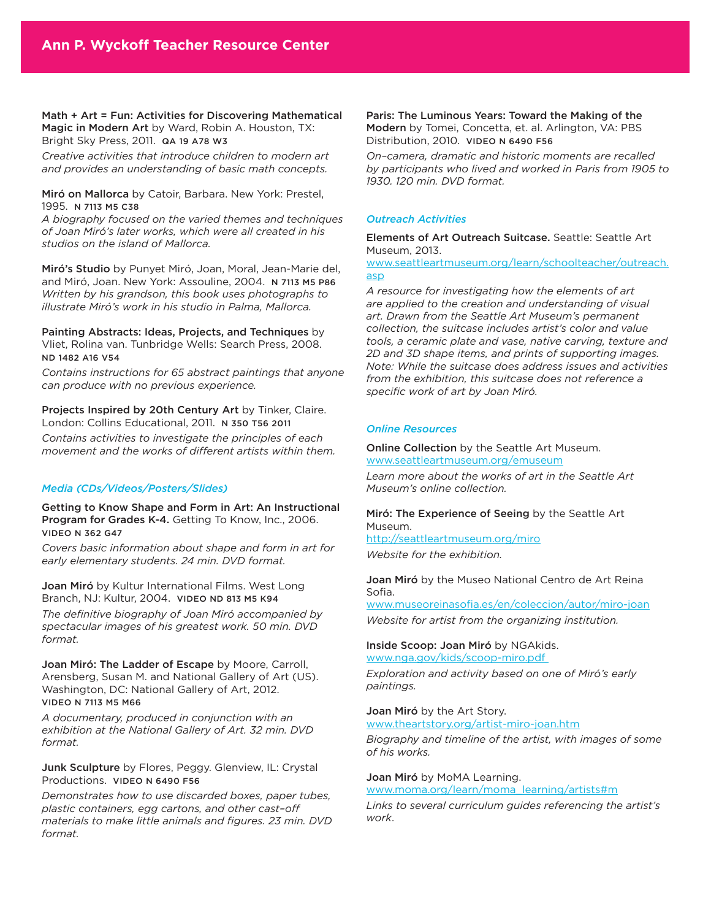**Math + Art = Fun: Activities for Discovering Mathematical Magic in Modern Art** by Ward, Robin A. Houston, TX: Bright Sky Press, 2011. QA 19 A78 W3

*Creative activities that introduce children to modern art and provides an understanding of basic math concepts.*

**Miró on Mallorca** by Catoir, Barbara. New York: Prestel, 1995. N 7113 M5 C38

*A biography focused on the varied themes and techniques of Joan Miró's later works, which were all created in his studios on the island of Mallorca.*

**Miró's Studio** by Punyet Miró, Joan, Moral, Jean-Marie del, and Miró, Joan. New York: Assouline, 2004. N 7113 M5 P86

*Written by his grandson, this book uses photographs to illustrate Miró's work in his studio in Palma, Mallorca.*

**Painting Abstracts: Ideas, Projects, and Techniques** by Vliet, Rolina van. Tunbridge Wells: Search Press, 2008. ND 1482 A16 V54

*Contains instructions for 65 abstract paintings that anyone can produce with no previous experience.*

**Projects Inspired by 20th Century Art** by Tinker, Claire. London: Collins Educational, 2011. N 350 T56 2011

*Contains activities to investigate the principles of each movement and the works of different artists within them.*

### *Media (CDs/Videos/Posters/Slides)*

**Getting to Know Shape and Form in Art: An Instructional Program for Grades K-4.** Getting To Know, Inc., 2006. VIDEO N 362 G47

*Covers basic information about shape and form in art for early elementary students. 24 min. DVD format.*

**Joan Miró** by Kultur International Films. West Long Branch, NJ: Kultur, 2004. VIDEO ND 813 M5 K94

*The definitive biography of Joan Miró accompanied by spectacular images of his greatest work. 50 min. DVD format.*

**Joan Miró: The Ladder of Escape** by Moore, Carroll, Arensberg, Susan M. and National Gallery of Art (US). Washington, DC: National Gallery of Art, 2012. VIDEO N 7113 M5 M66

*A documentary, produced in conjunction with an exhibition at the National Gallery of Art. 32 min. DVD format.*

**Junk Sculpture** by Flores, Peggy. Glenview, IL: Crystal Productions. VIDEO N 6490 F56

*Demonstrates how to use discarded boxes, paper tubes, plastic containers, egg cartons, and other cast–off materials to make little animals and figures. 23 min. DVD format.*

**Paris: The Luminous Years: Toward the Making of the Modern** by Tomei, Concetta, et. al. Arlington, VA: PBS Distribution, 2010. VIDEO N 6490 F56

*On–camera, dramatic and historic moments are recalled by participants who lived and worked in Paris from 1905 to 1930. 120 min. DVD format.*

### *Outreach Activities*

**Elements of Art Outreach Suitcase.** Seattle: Seattle Art Museum, 2013.
www.seattleartmuseum.org/learn/schoolteacher/outreach.asp

*A resource for investigating how the elements of art are applied to the creation and understanding of visual art. Drawn from the Seattle Art Museum's permanent collection, the suitcase includes artist's color and value tools, a ceramic plate and vase, native carving, texture and 2D and 3D shape items, and prints of supporting images. Note: While the suitcase does address issues and activities from the exhibition, this suitcase does not reference a specific work of art by Joan Miró.*

### *Online Resources*

**Online Collection** by the Seattle Art Museum.
www.seattleartmuseum.org/emuseum

*Learn more about the works of art in the Seattle Art Museum's online collection.*

**Miró: The Experience of Seeing** by the Seattle Art Museum.
http://seattleartmuseum.org/miro

*Website for the exhibition.*

**Joan Miró** by the Museo National Centro de Art Reina Sofia.
www.museoreinasofia.es/en/coleccion/autor/miro-joan

*Website for artist from the organizing institution.*

**Inside Scoop: Joan Miró** by NGAkids.
www.nga.gov/kids/scoop-miro.pdf

*Exploration and activity based on one of Miró's early paintings.*

**Joan Miró** by the Art Story.
www.theartstory.org/artist-miro-joan.htm

*Biography and timeline of the artist, with images of some of his works.*

**Joan Miró** by MoMA Learning.
www.moma.org/learn/moma_learning/artists#m

*Links to several curriculum guides referencing the artist's work.*